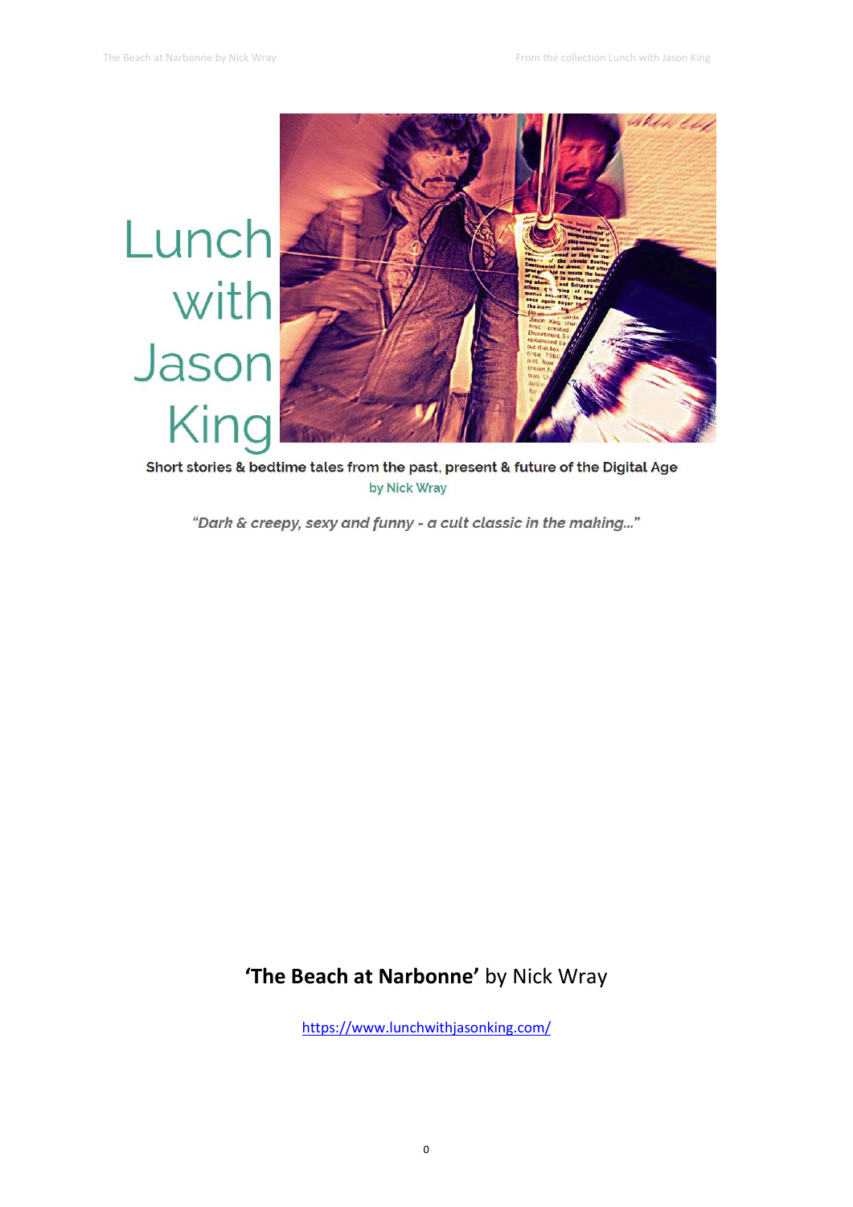# Lunch with Jason King

Short stories & bedtime tales from the past, present & future of the Digital Age

by Nick Wray

*"Dark & creepy, sexy and funny - a cult classic in the making..."*

**'The Beach at Narbonne'** by Nick Wray

https://www.lunchwithjasonking.com/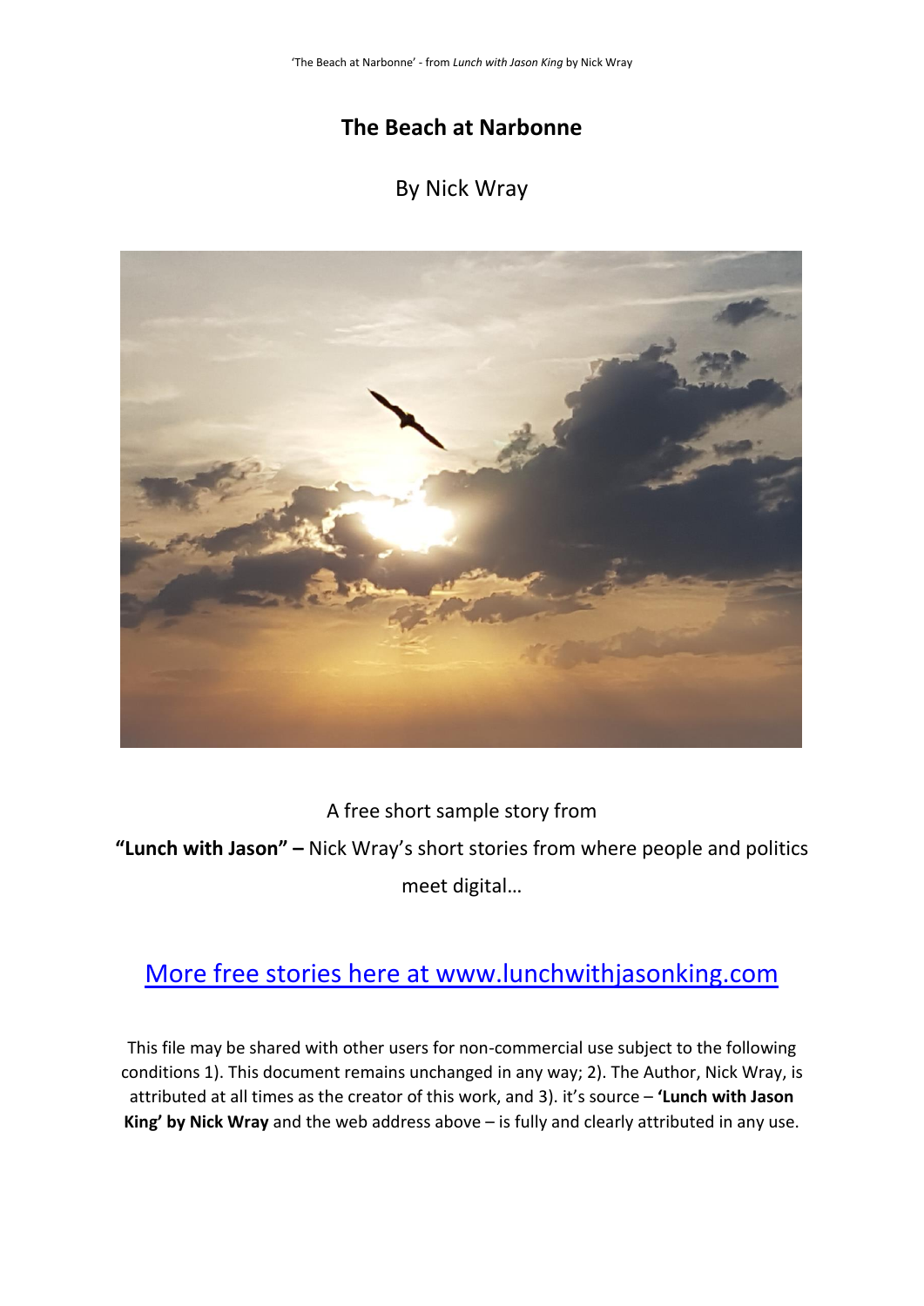# The Beach at Narbonne

By Nick Wray

A free short sample story from

**"Lunch with Jason" –** Nick Wray's short stories from where people and politics meet digital…

## [More free stories here at www.lunchwithjasonking.com](http://www.lunchwithjasonking.com)

This file may be shared with other users for non-commercial use subject to the following conditions 1). This document remains unchanged in any way; 2). The Author, Nick Wray, is attributed at all times as the creator of this work, and 3). it's source – **'Lunch with Jason King' by Nick Wray** and the web address above – is fully and clearly attributed in any use.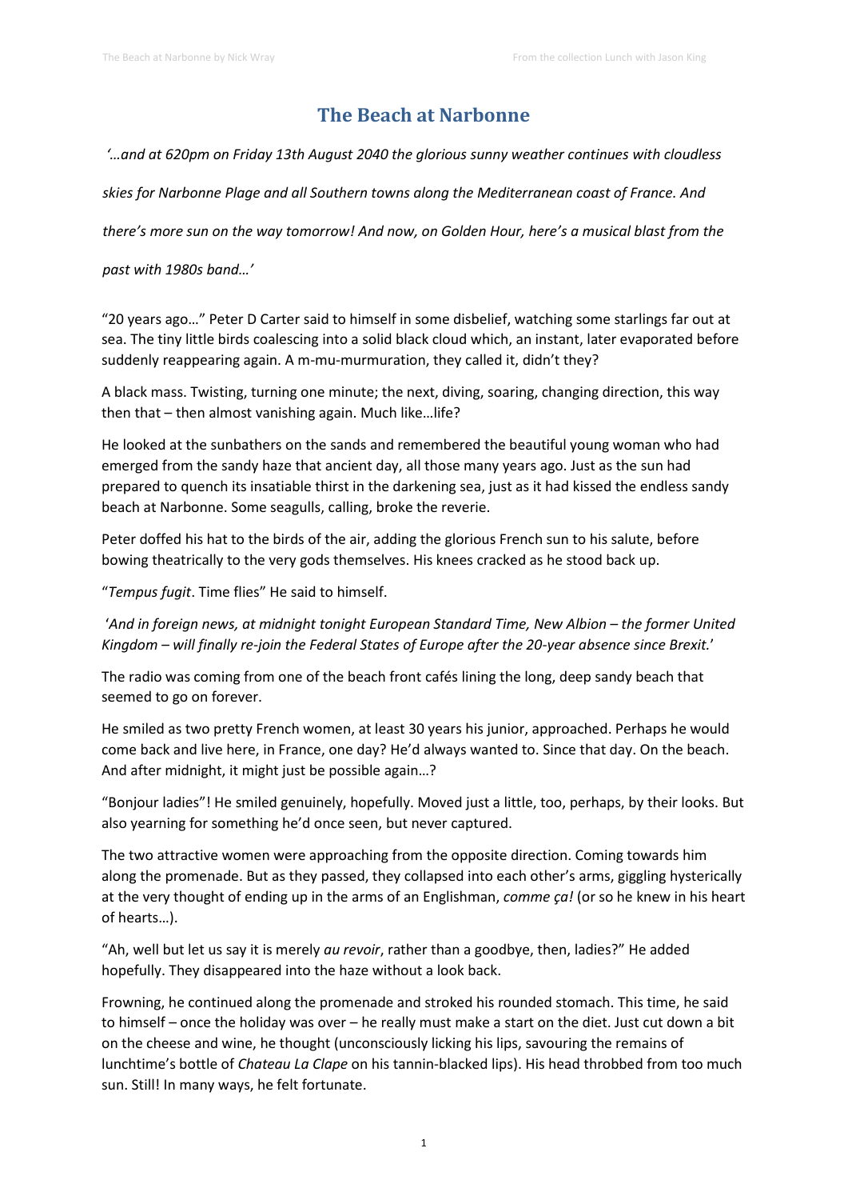# The Beach at Narbonne

*'…and at 620pm on Friday 13th August 2040 the glorious sunny weather continues with cloudless skies for Narbonne Plage and all Southern towns along the Mediterranean coast of France. And there's more sun on the way tomorrow! And now, on Golden Hour, here's a musical blast from the past with 1980s band…'*

"20 years ago…" Peter D Carter said to himself in some disbelief, watching some starlings far out at sea. The tiny little birds coalescing into a solid black cloud which, an instant, later evaporated before suddenly reappearing again. A m-mu-murmuration, they called it, didn't they?

A black mass. Twisting, turning one minute; the next, diving, soaring, changing direction, this way then that – then almost vanishing again. Much like…life?

He looked at the sunbathers on the sands and remembered the beautiful young woman who had emerged from the sandy haze that ancient day, all those many years ago. Just as the sun had prepared to quench its insatiable thirst in the darkening sea, just as it had kissed the endless sandy beach at Narbonne. Some seagulls, calling, broke the reverie.

Peter doffed his hat to the birds of the air, adding the glorious French sun to his salute, before bowing theatrically to the very gods themselves. His knees cracked as he stood back up.

"*Tempus fugit*. Time flies" He said to himself.

'*And in foreign news, at midnight tonight European Standard Time, New Albion – the former United Kingdom – will finally re-join the Federal States of Europe after the 20-year absence since Brexit.*'

The radio was coming from one of the beach front cafés lining the long, deep sandy beach that seemed to go on forever.

He smiled as two pretty French women, at least 30 years his junior, approached. Perhaps he would come back and live here, in France, one day? He'd always wanted to. Since that day. On the beach. And after midnight, it might just be possible again…?

"Bonjour ladies"! He smiled genuinely, hopefully. Moved just a little, too, perhaps, by their looks. But also yearning for something he'd once seen, but never captured.

The two attractive women were approaching from the opposite direction. Coming towards him along the promenade. But as they passed, they collapsed into each other's arms, giggling hysterically at the very thought of ending up in the arms of an Englishman, *comme ça!* (or so he knew in his heart of hearts…).

"Ah, well but let us say it is merely *au revoir*, rather than a goodbye, then, ladies?" He added hopefully. They disappeared into the haze without a look back.

Frowning, he continued along the promenade and stroked his rounded stomach. This time, he said to himself – once the holiday was over – he really must make a start on the diet. Just cut down a bit on the cheese and wine, he thought (unconsciously licking his lips, savouring the remains of lunchtime's bottle of *Chateau La Clape* on his tannin-blacked lips). His head throbbed from too much sun. Still! In many ways, he felt fortunate.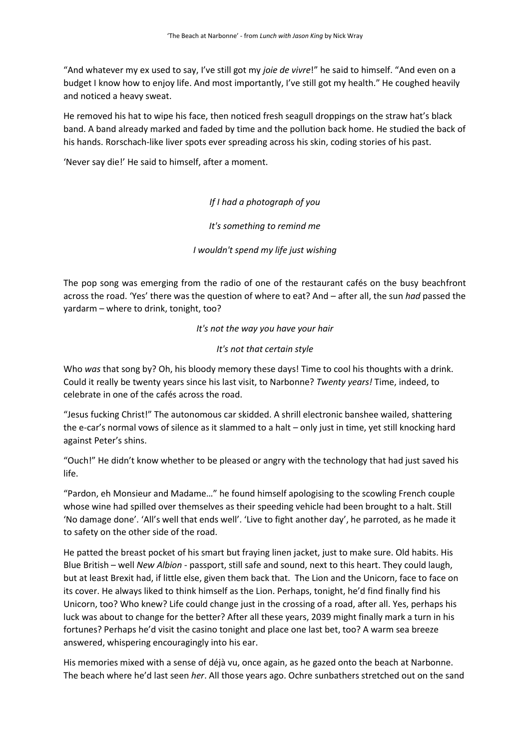"And whatever my ex used to say, I've still got my *joie de vivre*!" he said to himself. "And even on a budget I know how to enjoy life. And most importantly, I've still got my health." He coughed heavily and noticed a heavy sweat.

He removed his hat to wipe his face, then noticed fresh seagull droppings on the straw hat's black band. A band already marked and faded by time and the pollution back home. He studied the back of his hands. Rorschach-like liver spots ever spreading across his skin, coding stories of his past.

'Never say die!' He said to himself, after a moment.

*If I had a photograph of you*

*It's something to remind me*

*I wouldn't spend my life just wishing*

The pop song was emerging from the radio of one of the restaurant cafés on the busy beachfront across the road. 'Yes' there was the question of where to eat? And – after all, the sun *had* passed the yardarm – where to drink, tonight, too?

*It's not the way you have your hair*

*It's not that certain style*

Who *was* that song by? Oh, his bloody memory these days! Time to cool his thoughts with a drink. Could it really be twenty years since his last visit, to Narbonne? *Twenty years!* Time, indeed, to celebrate in one of the cafés across the road.

"Jesus fucking Christ!" The autonomous car skidded. A shrill electronic banshee wailed, shattering the e-car's normal vows of silence as it slammed to a halt – only just in time, yet still knocking hard against Peter's shins.

"Ouch!" He didn't know whether to be pleased or angry with the technology that had just saved his life.

"Pardon, eh Monsieur and Madame…" he found himself apologising to the scowling French couple whose wine had spilled over themselves as their speeding vehicle had been brought to a halt. Still 'No damage done'. 'All's well that ends well'. 'Live to fight another day', he parroted, as he made it to safety on the other side of the road.

He patted the breast pocket of his smart but fraying linen jacket, just to make sure. Old habits. His Blue British – well *New Albion* - passport, still safe and sound, next to this heart. They could laugh, but at least Brexit had, if little else, given them back that. The Lion and the Unicorn, face to face on its cover. He always liked to think himself as the Lion. Perhaps, tonight, he'd find finally find his Unicorn, too? Who knew? Life could change just in the crossing of a road, after all. Yes, perhaps his luck was about to change for the better? After all these years, 2039 might finally mark a turn in his fortunes? Perhaps he'd visit the casino tonight and place one last bet, too? A warm sea breeze answered, whispering encouragingly into his ear.

His memories mixed with a sense of déjà vu, once again, as he gazed onto the beach at Narbonne. The beach where he'd last seen *her*. All those years ago. Ochre sunbathers stretched out on the sand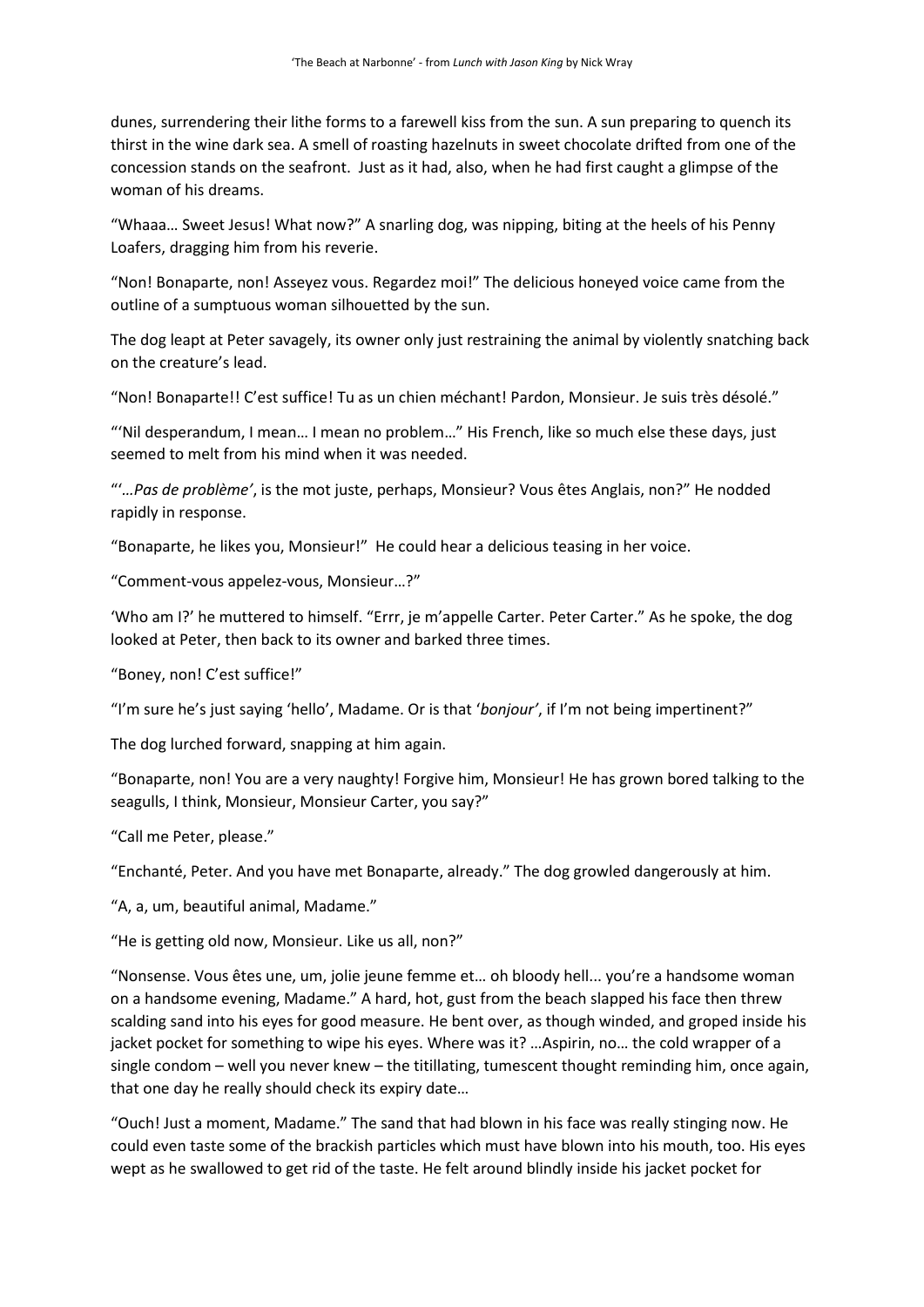dunes, surrendering their lithe forms to a farewell kiss from the sun. A sun preparing to quench its thirst in the wine dark sea. A smell of roasting hazelnuts in sweet chocolate drifted from one of the concession stands on the seafront. Just as it had, also, when he had first caught a glimpse of the woman of his dreams.

"Whaaa… Sweet Jesus! What now?" A snarling dog, was nipping, biting at the heels of his Penny Loafers, dragging him from his reverie.

"Non! Bonaparte, non! Asseyez vous. Regardez moi!" The delicious honeyed voice came from the outline of a sumptuous woman silhouetted by the sun.

The dog leapt at Peter savagely, its owner only just restraining the animal by violently snatching back on the creature's lead.

"Non! Bonaparte!! C'est suffice! Tu as un chien méchant! Pardon, Monsieur. Je suis très désolé."

"'Nil desperandum, I mean… I mean no problem…" His French, like so much else these days, just seemed to melt from his mind when it was needed.

"'…*Pas de problème'*, is the mot juste, perhaps, Monsieur? Vous êtes Anglais, non?" He nodded rapidly in response.

"Bonaparte, he likes you, Monsieur!" He could hear a delicious teasing in her voice.

"Comment-vous appelez-vous, Monsieur…?"

'Who am I?' he muttered to himself. "Errr, je m'appelle Carter. Peter Carter." As he spoke, the dog looked at Peter, then back to its owner and barked three times.

"Boney, non! C'est suffice!"

"I'm sure he's just saying 'hello', Madame. Or is that '*bonjour'*, if I'm not being impertinent?"

The dog lurched forward, snapping at him again.

"Bonaparte, non! You are a very naughty! Forgive him, Monsieur! He has grown bored talking to the seagulls, I think, Monsieur, Monsieur Carter, you say?"

"Call me Peter, please."

"Enchanté, Peter. And you have met Bonaparte, already." The dog growled dangerously at him.

"A, a, um, beautiful animal, Madame."

"He is getting old now, Monsieur. Like us all, non?"

"Nonsense. Vous êtes une, um, jolie jeune femme et… oh bloody hell... you're a handsome woman on a handsome evening, Madame." A hard, hot, gust from the beach slapped his face then threw scalding sand into his eyes for good measure. He bent over, as though winded, and groped inside his jacket pocket for something to wipe his eyes. Where was it? …Aspirin, no… the cold wrapper of a single condom – well you never knew – the titillating, tumescent thought reminding him, once again, that one day he really should check its expiry date…

"Ouch! Just a moment, Madame." The sand that had blown in his face was really stinging now. He could even taste some of the brackish particles which must have blown into his mouth, too. His eyes wept as he swallowed to get rid of the taste. He felt around blindly inside his jacket pocket for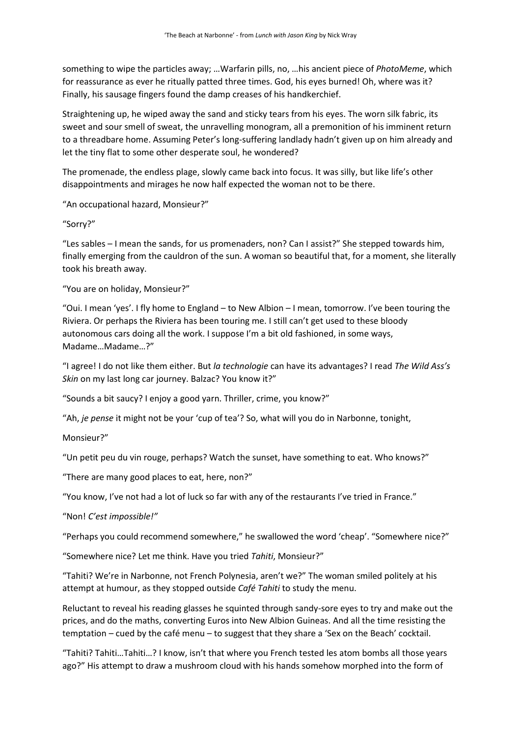something to wipe the particles away; …Warfarin pills, no, …his ancient piece of *PhotoMeme*, which for reassurance as ever he ritually patted three times. God, his eyes burned! Oh, where was it? Finally, his sausage fingers found the damp creases of his handkerchief.

Straightening up, he wiped away the sand and sticky tears from his eyes. The worn silk fabric, its sweet and sour smell of sweat, the unravelling monogram, all a premonition of his imminent return to a threadbare home. Assuming Peter's long-suffering landlady hadn't given up on him already and let the tiny flat to some other desperate soul, he wondered?

The promenade, the endless plage, slowly came back into focus. It was silly, but like life's other disappointments and mirages he now half expected the woman not to be there.

"An occupational hazard, Monsieur?"

"Sorry?"

"Les sables – I mean the sands, for us promenaders, non? Can I assist?" She stepped towards him, finally emerging from the cauldron of the sun. A woman so beautiful that, for a moment, she literally took his breath away.

"You are on holiday, Monsieur?"

"Oui. I mean 'yes'. I fly home to England – to New Albion – I mean, tomorrow. I've been touring the Riviera. Or perhaps the Riviera has been touring me. I still can't get used to these bloody autonomous cars doing all the work. I suppose I'm a bit old fashioned, in some ways, Madame…Madame…?"

"I agree! I do not like them either. But *la technologie* can have its advantages? I read *The Wild Ass's Skin* on my last long car journey. Balzac? You know it?"

"Sounds a bit saucy? I enjoy a good yarn. Thriller, crime, you know?"

"Ah, *je pense* it might not be your 'cup of tea'? So, what will you do in Narbonne, tonight, Monsieur?"

"Un petit peu du vin rouge, perhaps? Watch the sunset, have something to eat. Who knows?"

"There are many good places to eat, here, non?"

"You know, I've not had a lot of luck so far with any of the restaurants I've tried in France."

"Non! *C'est impossible!"*

"Perhaps you could recommend somewhere," he swallowed the word 'cheap'. "Somewhere nice?"

"Somewhere nice? Let me think. Have you tried *Tahiti*, Monsieur?"

"Tahiti? We're in Narbonne, not French Polynesia, aren't we?" The woman smiled politely at his attempt at humour, as they stopped outside *Café Tahiti* to study the menu.

Reluctant to reveal his reading glasses he squinted through sandy-sore eyes to try and make out the prices, and do the maths, converting Euros into New Albion Guineas. And all the time resisting the temptation – cued by the café menu – to suggest that they share a 'Sex on the Beach' cocktail.

"Tahiti? Tahiti…Tahiti…? I know, isn't that where you French tested les atom bombs all those years ago?" His attempt to draw a mushroom cloud with his hands somehow morphed into the form of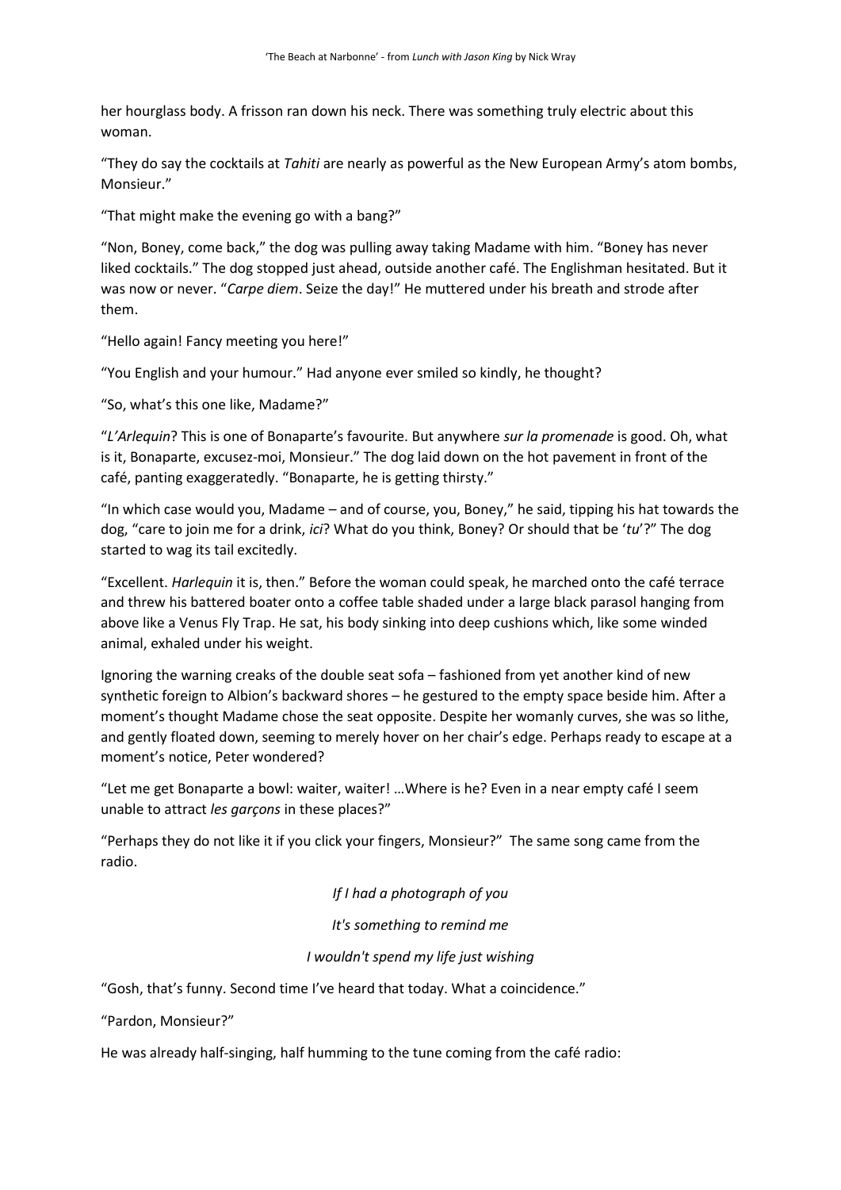her hourglass body. A frisson ran down his neck. There was something truly electric about this woman.

"They do say the cocktails at *Tahiti* are nearly as powerful as the New European Army's atom bombs, Monsieur."

"That might make the evening go with a bang?"

"Non, Boney, come back," the dog was pulling away taking Madame with him. "Boney has never liked cocktails." The dog stopped just ahead, outside another café. The Englishman hesitated. But it was now or never. "*Carpe diem*. Seize the day!" He muttered under his breath and strode after them.

"Hello again! Fancy meeting you here!"

"You English and your humour." Had anyone ever smiled so kindly, he thought?

"So, what's this one like, Madame?"

"*L'Arlequin*? This is one of Bonaparte's favourite. But anywhere *sur la promenade* is good. Oh, what is it, Bonaparte, excusez-moi, Monsieur." The dog laid down on the hot pavement in front of the café, panting exaggeratedly. "Bonaparte, he is getting thirsty."

"In which case would you, Madame – and of course, you, Boney," he said, tipping his hat towards the dog, "care to join me for a drink, *ici*? What do you think, Boney? Or should that be '*tu*'?" The dog started to wag its tail excitedly.

"Excellent. *Harlequin* it is, then." Before the woman could speak, he marched onto the café terrace and threw his battered boater onto a coffee table shaded under a large black parasol hanging from above like a Venus Fly Trap. He sat, his body sinking into deep cushions which, like some winded animal, exhaled under his weight.

Ignoring the warning creaks of the double seat sofa – fashioned from yet another kind of new synthetic foreign to Albion's backward shores – he gestured to the empty space beside him. After a moment's thought Madame chose the seat opposite. Despite her womanly curves, she was so lithe, and gently floated down, seeming to merely hover on her chair's edge. Perhaps ready to escape at a moment's notice, Peter wondered?

"Let me get Bonaparte a bowl: waiter, waiter! …Where is he? Even in a near empty café I seem unable to attract *les garçons* in these places?"

"Perhaps they do not like it if you click your fingers, Monsieur?" The same song came from the radio.

*If I had a photograph of you*

*It's something to remind me*

*I wouldn't spend my life just wishing*

"Gosh, that's funny. Second time I've heard that today. What a coincidence."

"Pardon, Monsieur?"

He was already half-singing, half humming to the tune coming from the café radio: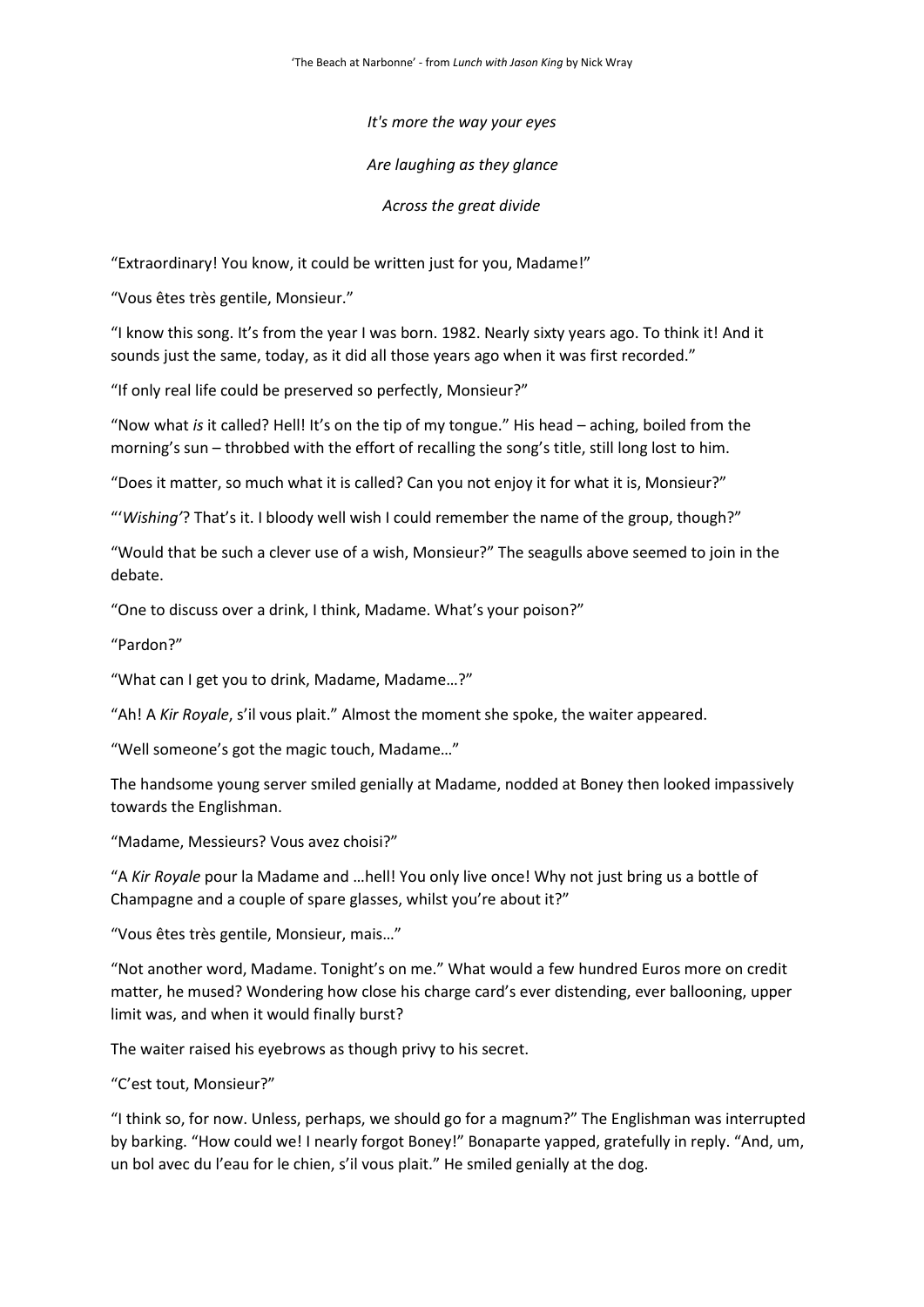*It's more the way your eyes*

*Are laughing as they glance*

*Across the great divide*

"Extraordinary! You know, it could be written just for you, Madame!"

"Vous êtes très gentile, Monsieur."

"I know this song. It's from the year I was born. 1982. Nearly sixty years ago. To think it! And it sounds just the same, today, as it did all those years ago when it was first recorded."

"If only real life could be preserved so perfectly, Monsieur?"

"Now what *is* it called? Hell! It's on the tip of my tongue." His head – aching, boiled from the morning's sun – throbbed with the effort of recalling the song's title, still long lost to him.

"Does it matter, so much what it is called? Can you not enjoy it for what it is, Monsieur?"

"'*Wishing'*? That's it. I bloody well wish I could remember the name of the group, though?"

"Would that be such a clever use of a wish, Monsieur?" The seagulls above seemed to join in the debate.

"One to discuss over a drink, I think, Madame. What's your poison?"

"Pardon?"

"What can I get you to drink, Madame, Madame…?"

"Ah! A *Kir Royale*, s'il vous plait." Almost the moment she spoke, the waiter appeared.

"Well someone's got the magic touch, Madame…"

The handsome young server smiled genially at Madame, nodded at Boney then looked impassively towards the Englishman.

"Madame, Messieurs? Vous avez choisi?"

"A *Kir Royale* pour la Madame and …hell! You only live once! Why not just bring us a bottle of Champagne and a couple of spare glasses, whilst you're about it?"

"Vous êtes très gentile, Monsieur, mais…"

"Not another word, Madame. Tonight's on me." What would a few hundred Euros more on credit matter, he mused? Wondering how close his charge card's ever distending, ever ballooning, upper limit was, and when it would finally burst?

The waiter raised his eyebrows as though privy to his secret.

"C'est tout, Monsieur?"

"I think so, for now. Unless, perhaps, we should go for a magnum?" The Englishman was interrupted by barking. "How could we! I nearly forgot Boney!" Bonaparte yapped, gratefully in reply. "And, um, un bol avec du l'eau for le chien, s'il vous plait." He smiled genially at the dog.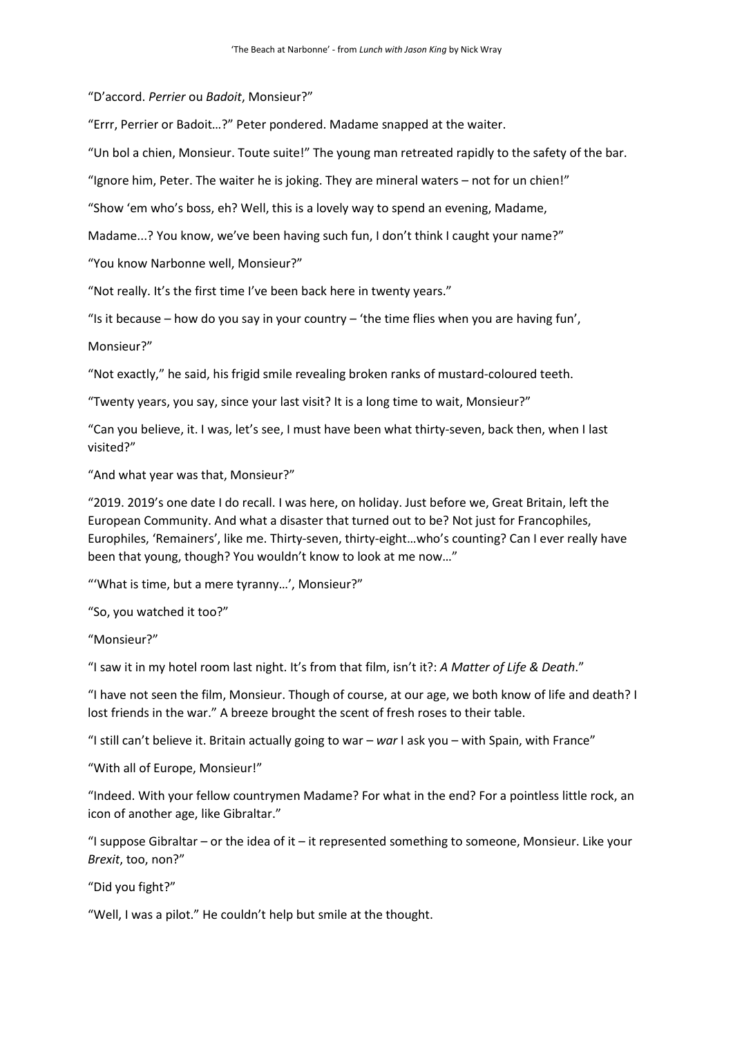"D'accord. *Perrier* ou *Badoit*, Monsieur?"

"Errr, Perrier or Badoit…?" Peter pondered. Madame snapped at the waiter.

"Un bol a chien, Monsieur. Toute suite!" The young man retreated rapidly to the safety of the bar.

"Ignore him, Peter. The waiter he is joking. They are mineral waters – not for un chien!"

"Show 'em who's boss, eh? Well, this is a lovely way to spend an evening, Madame, Madame...? You know, we've been having such fun, I don't think I caught your name?"

"You know Narbonne well, Monsieur?"

"Not really. It's the first time I've been back here in twenty years."

"Is it because – how do you say in your country – 'the time flies when you are having fun', Monsieur?"

"Not exactly," he said, his frigid smile revealing broken ranks of mustard-coloured teeth.

"Twenty years, you say, since your last visit? It is a long time to wait, Monsieur?"

"Can you believe, it. I was, let's see, I must have been what thirty-seven, back then, when I last visited?"

"And what year was that, Monsieur?"

"2019. 2019's one date I do recall. I was here, on holiday. Just before we, Great Britain, left the European Community. And what a disaster that turned out to be? Not just for Francophiles, Europhiles, 'Remainers', like me. Thirty-seven, thirty-eight…who's counting? Can I ever really have been that young, though? You wouldn't know to look at me now…"

"'What is time, but a mere tyranny…', Monsieur?"

"So, you watched it too?"

"Monsieur?"

"I saw it in my hotel room last night. It's from that film, isn't it?: *A Matter of Life & Death*."

"I have not seen the film, Monsieur. Though of course, at our age, we both know of life and death? I lost friends in the war." A breeze brought the scent of fresh roses to their table.

"I still can't believe it. Britain actually going to war – *war* I ask you – with Spain, with France"

"With all of Europe, Monsieur!"

"Indeed. With your fellow countrymen Madame? For what in the end? For a pointless little rock, an icon of another age, like Gibraltar."

"I suppose Gibraltar – or the idea of it – it represented something to someone, Monsieur. Like your *Brexit*, too, non?"

"Did you fight?"

"Well, I was a pilot." He couldn't help but smile at the thought.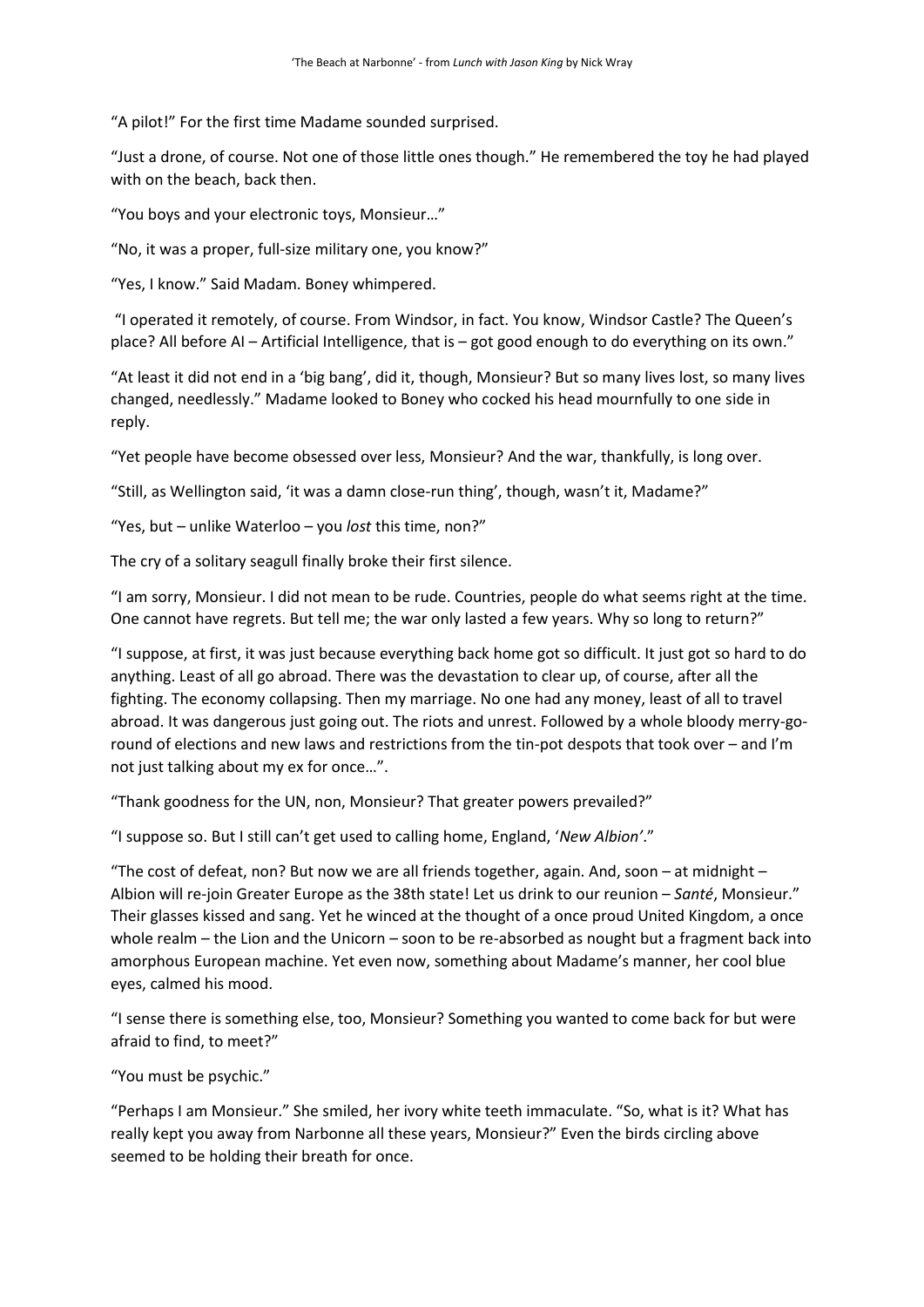"A pilot!" For the first time Madame sounded surprised.

"Just a drone, of course. Not one of those little ones though." He remembered the toy he had played with on the beach, back then.

"You boys and your electronic toys, Monsieur…"

"No, it was a proper, full-size military one, you know?"

"Yes, I know." Said Madam. Boney whimpered.

"I operated it remotely, of course. From Windsor, in fact. You know, Windsor Castle? The Queen's place? All before AI – Artificial Intelligence, that is – got good enough to do everything on its own."

"At least it did not end in a 'big bang', did it, though, Monsieur? But so many lives lost, so many lives changed, needlessly." Madame looked to Boney who cocked his head mournfully to one side in reply.

"Yet people have become obsessed over less, Monsieur? And the war, thankfully, is long over.

"Still, as Wellington said, 'it was a damn close-run thing', though, wasn't it, Madame?"

"Yes, but – unlike Waterloo – you *lost* this time, non?"

The cry of a solitary seagull finally broke their first silence.

"I am sorry, Monsieur. I did not mean to be rude. Countries, people do what seems right at the time. One cannot have regrets. But tell me; the war only lasted a few years. Why so long to return?"

"I suppose, at first, it was just because everything back home got so difficult. It just got so hard to do anything. Least of all go abroad. There was the devastation to clear up, of course, after all the fighting. The economy collapsing. Then my marriage. No one had any money, least of all to travel abroad. It was dangerous just going out. The riots and unrest. Followed by a whole bloody merry-go-round of elections and new laws and restrictions from the tin-pot despots that took over – and I'm not just talking about my ex for once…".

"Thank goodness for the UN, non, Monsieur? That greater powers prevailed?"

"I suppose so. But I still can't get used to calling home, England, '*New Albion*'."

"The cost of defeat, non? But now we are all friends together, again. And, soon – at midnight – Albion will re-join Greater Europe as the 38th state! Let us drink to our reunion – *Santé*, Monsieur." Their glasses kissed and sang. Yet he winced at the thought of a once proud United Kingdom, a once whole realm – the Lion and the Unicorn – soon to be re-absorbed as nought but a fragment back into amorphous European machine. Yet even now, something about Madame's manner, her cool blue eyes, calmed his mood.

"I sense there is something else, too, Monsieur? Something you wanted to come back for but were afraid to find, to meet?"

"You must be psychic."

"Perhaps I am Monsieur." She smiled, her ivory white teeth immaculate. "So, what is it? What has really kept you away from Narbonne all these years, Monsieur?" Even the birds circling above seemed to be holding their breath for once.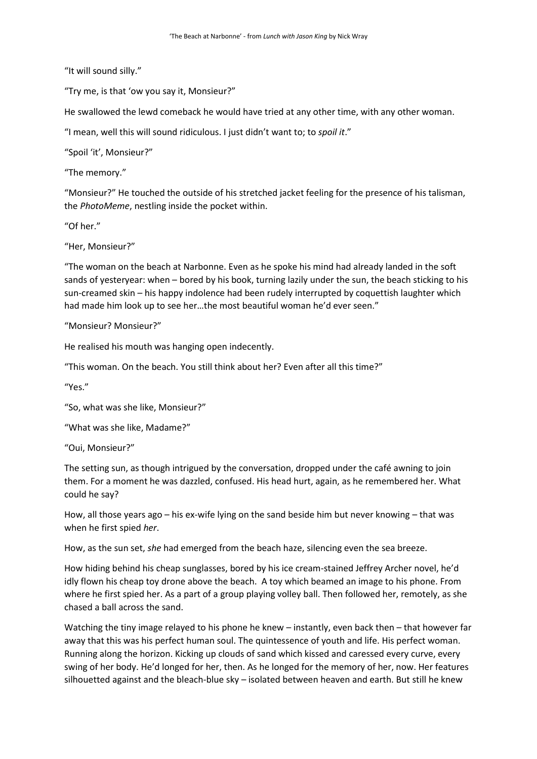“It will sound silly.”

“Try me, is that ‘ow you say it, Monsieur?”

He swallowed the lewd comeback he would have tried at any other time, with any other woman.

“I mean, well this will sound ridiculous. I just didn’t want to; to *spoil it*.”

“Spoil ‘it’, Monsieur?”

“The memory.”

“Monsieur?” He touched the outside of his stretched jacket feeling for the presence of his talisman, the *PhotoMeme*, nestling inside the pocket within.

“Of her.”

“Her, Monsieur?”

“The woman on the beach at Narbonne. Even as he spoke his mind had already landed in the soft sands of yesteryear: when – bored by his book, turning lazily under the sun, the beach sticking to his sun-creamed skin – his happy indolence had been rudely interrupted by coquettish laughter which had made him look up to see her…the most beautiful woman he’d ever seen.”

“Monsieur? Monsieur?”

He realised his mouth was hanging open indecently.

“This woman. On the beach. You still think about her? Even after all this time?”

“Yes.”

“So, what was she like, Monsieur?”

“What was she like, Madame?”

“Oui, Monsieur?”

The setting sun, as though intrigued by the conversation, dropped under the café awning to join them. For a moment he was dazzled, confused. His head hurt, again, as he remembered her. What could he say?

How, all those years ago – his ex-wife lying on the sand beside him but never knowing – that was when he first spied *her*.

How, as the sun set, *she* had emerged from the beach haze, silencing even the sea breeze.

How hiding behind his cheap sunglasses, bored by his ice cream-stained Jeffrey Archer novel, he’d idly flown his cheap toy drone above the beach. A toy which beamed an image to his phone. From where he first spied her. As a part of a group playing volley ball. Then followed her, remotely, as she chased a ball across the sand.

Watching the tiny image relayed to his phone he knew – instantly, even back then – that however far away that this was his perfect human soul. The quintessence of youth and life. His perfect woman. Running along the horizon. Kicking up clouds of sand which kissed and caressed every curve, every swing of her body. He’d longed for her, then. As he longed for the memory of her, now. Her features silhouetted against and the bleach-blue sky – isolated between heaven and earth. But still he knew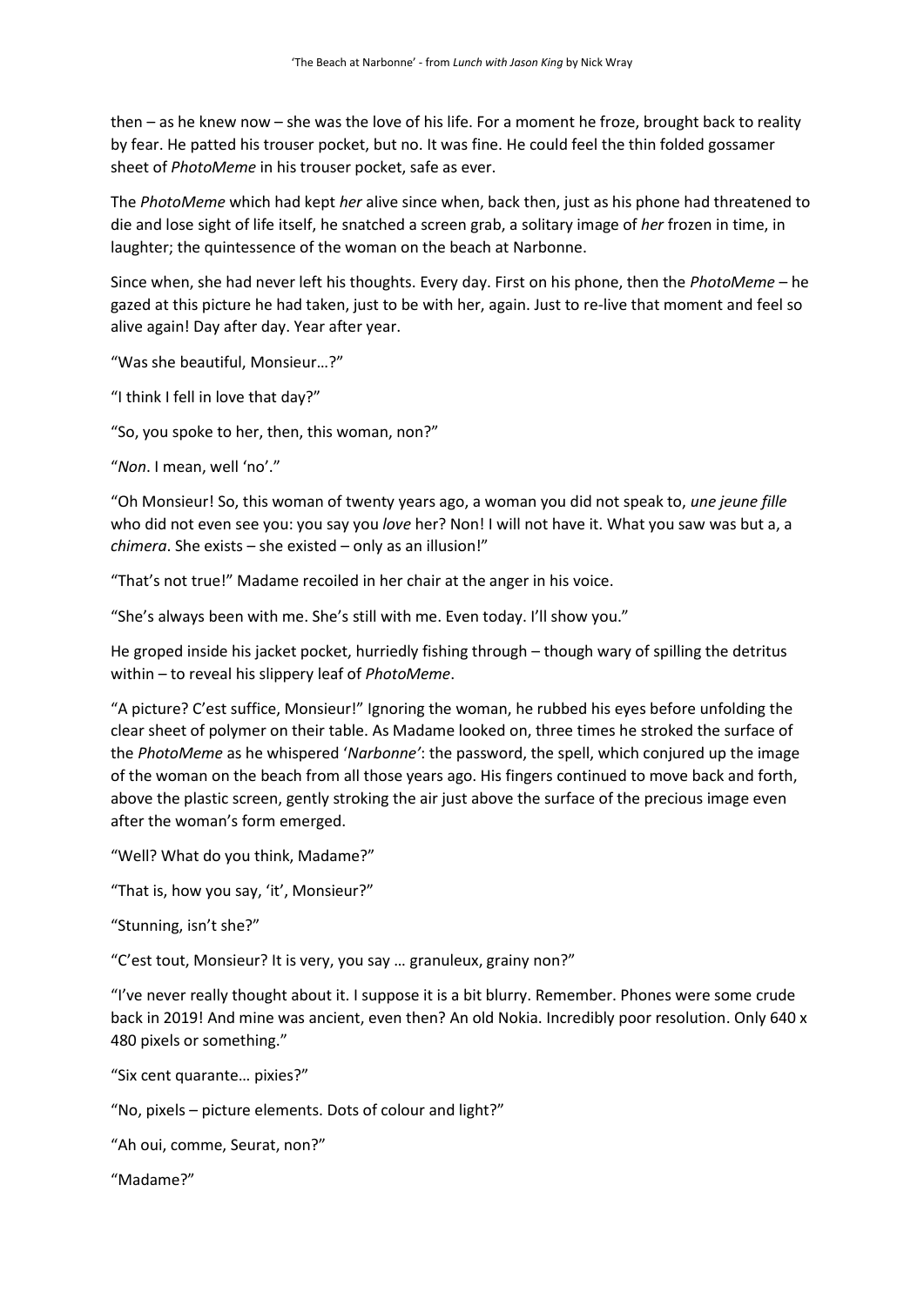then – as he knew now – she was the love of his life. For a moment he froze, brought back to reality by fear. He patted his trouser pocket, but no. It was fine. He could feel the thin folded gossamer sheet of *PhotoMeme* in his trouser pocket, safe as ever.

The *PhotoMeme* which had kept *her* alive since when, back then, just as his phone had threatened to die and lose sight of life itself, he snatched a screen grab, a solitary image of *her* frozen in time, in laughter; the quintessence of the woman on the beach at Narbonne.

Since when, she had never left his thoughts. Every day. First on his phone, then the *PhotoMeme* – he gazed at this picture he had taken, just to be with her, again. Just to re-live that moment and feel so alive again! Day after day. Year after year.

"Was she beautiful, Monsieur…?"

"I think I fell in love that day?"

"So, you spoke to her, then, this woman, non?"

"*Non*. I mean, well 'no'."

"Oh Monsieur! So, this woman of twenty years ago, a woman you did not speak to, *une jeune fille* who did not even see you: you say you *love* her? Non! I will not have it. What you saw was but a, a *chimera*. She exists – she existed – only as an illusion!"

"That's not true!" Madame recoiled in her chair at the anger in his voice.

"She's always been with me. She's still with me. Even today. I'll show you."

He groped inside his jacket pocket, hurriedly fishing through – though wary of spilling the detritus within – to reveal his slippery leaf of *PhotoMeme*.

"A picture? C'est suffice, Monsieur!" Ignoring the woman, he rubbed his eyes before unfolding the clear sheet of polymer on their table. As Madame looked on, three times he stroked the surface of the *PhotoMeme* as he whispered '*Narbonne'*: the password, the spell, which conjured up the image of the woman on the beach from all those years ago. His fingers continued to move back and forth, above the plastic screen, gently stroking the air just above the surface of the precious image even after the woman's form emerged.

"Well? What do you think, Madame?"

"That is, how you say, 'it', Monsieur?"

"Stunning, isn't she?"

"C'est tout, Monsieur? It is very, you say … granuleux, grainy non?"

"I've never really thought about it. I suppose it is a bit blurry. Remember. Phones were some crude back in 2019! And mine was ancient, even then? An old Nokia. Incredibly poor resolution. Only 640 x 480 pixels or something."

"Six cent quarante… pixies?"

"No, pixels – picture elements. Dots of colour and light?"

"Ah oui, comme, Seurat, non?"

"Madame?"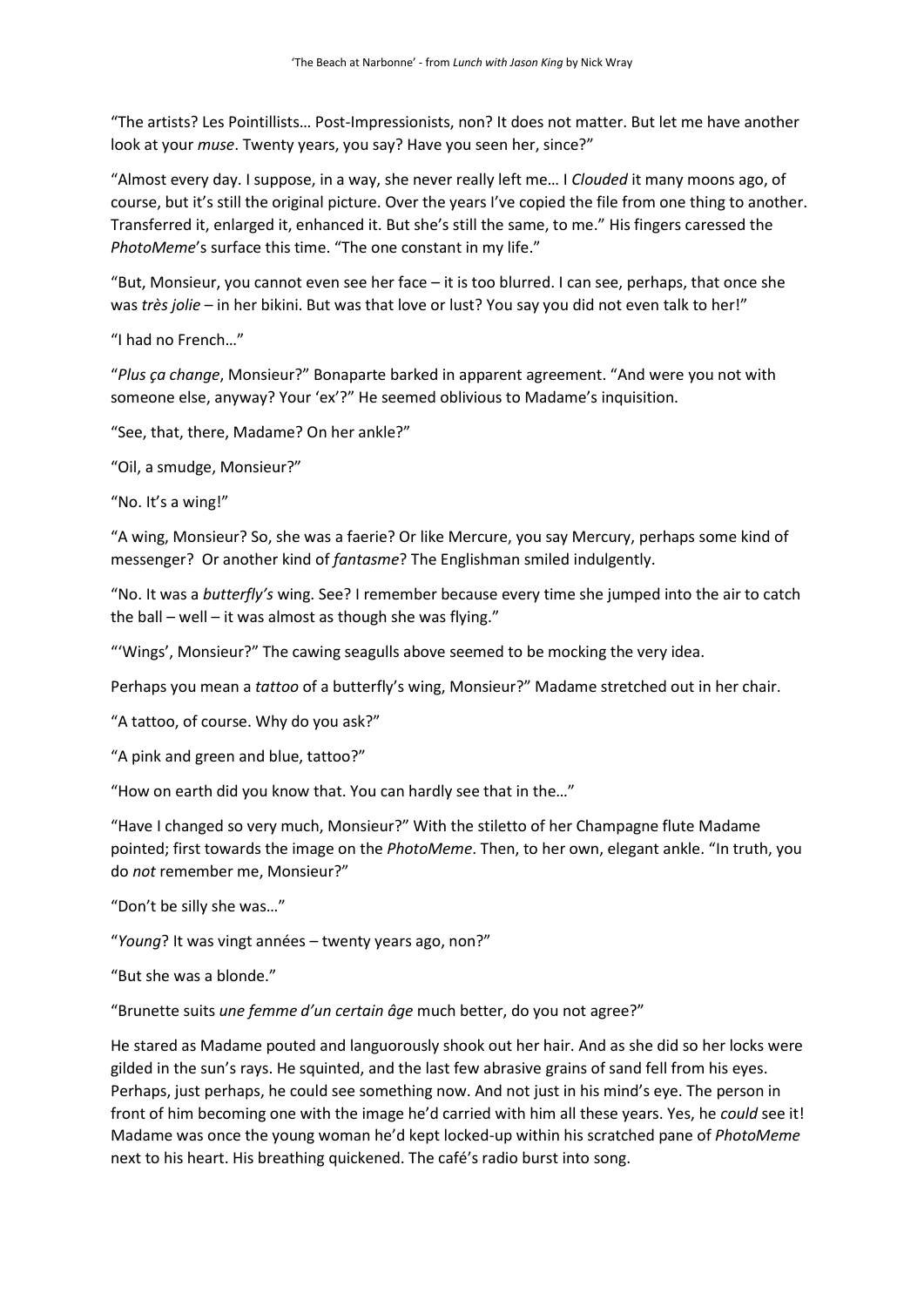"The artists? Les Pointillists… Post-Impressionists, non? It does not matter. But let me have another look at your *muse*. Twenty years, you say? Have you seen her, since?"

"Almost every day. I suppose, in a way, she never really left me… I *Clouded* it many moons ago, of course, but it's still the original picture. Over the years I've copied the file from one thing to another. Transferred it, enlarged it, enhanced it. But she's still the same, to me." His fingers caressed the *PhotoMeme*'s surface this time. "The one constant in my life."

"But, Monsieur, you cannot even see her face – it is too blurred. I can see, perhaps, that once she was *très jolie* – in her bikini. But was that love or lust? You say you did not even talk to her!"

"I had no French…"

"*Plus ça change*, Monsieur?" Bonaparte barked in apparent agreement. "And were you not with someone else, anyway? Your 'ex'?" He seemed oblivious to Madame's inquisition.

"See, that, there, Madame? On her ankle?"

"Oil, a smudge, Monsieur?"

"No. It's a wing!"

"A wing, Monsieur? So, she was a faerie? Or like Mercure, you say Mercury, perhaps some kind of messenger? Or another kind of *fantasme*? The Englishman smiled indulgently.

"No. It was a *butterfly's* wing. See? I remember because every time she jumped into the air to catch the ball – well – it was almost as though she was flying."

"'Wings', Monsieur?" The cawing seagulls above seemed to be mocking the very idea.

Perhaps you mean a *tattoo* of a butterfly's wing, Monsieur?" Madame stretched out in her chair.

"A tattoo, of course. Why do you ask?"

"A pink and green and blue, tattoo?"

"How on earth did you know that. You can hardly see that in the…"

"Have I changed so very much, Monsieur?" With the stiletto of her Champagne flute Madame pointed; first towards the image on the *PhotoMeme*. Then, to her own, elegant ankle. "In truth, you do *not* remember me, Monsieur?"

"Don't be silly she was…"

"*Young*? It was vingt années – twenty years ago, non?"

"But she was a blonde."

"Brunette suits *une femme d'un certain âge* much better, do you not agree?"

He stared as Madame pouted and languorously shook out her hair. And as she did so her locks were gilded in the sun's rays. He squinted, and the last few abrasive grains of sand fell from his eyes. Perhaps, just perhaps, he could see something now. And not just in his mind's eye. The person in front of him becoming one with the image he'd carried with him all these years. Yes, he *could* see it! Madame was once the young woman he'd kept locked-up within his scratched pane of *PhotoMeme* next to his heart. His breathing quickened. The café's radio burst into song.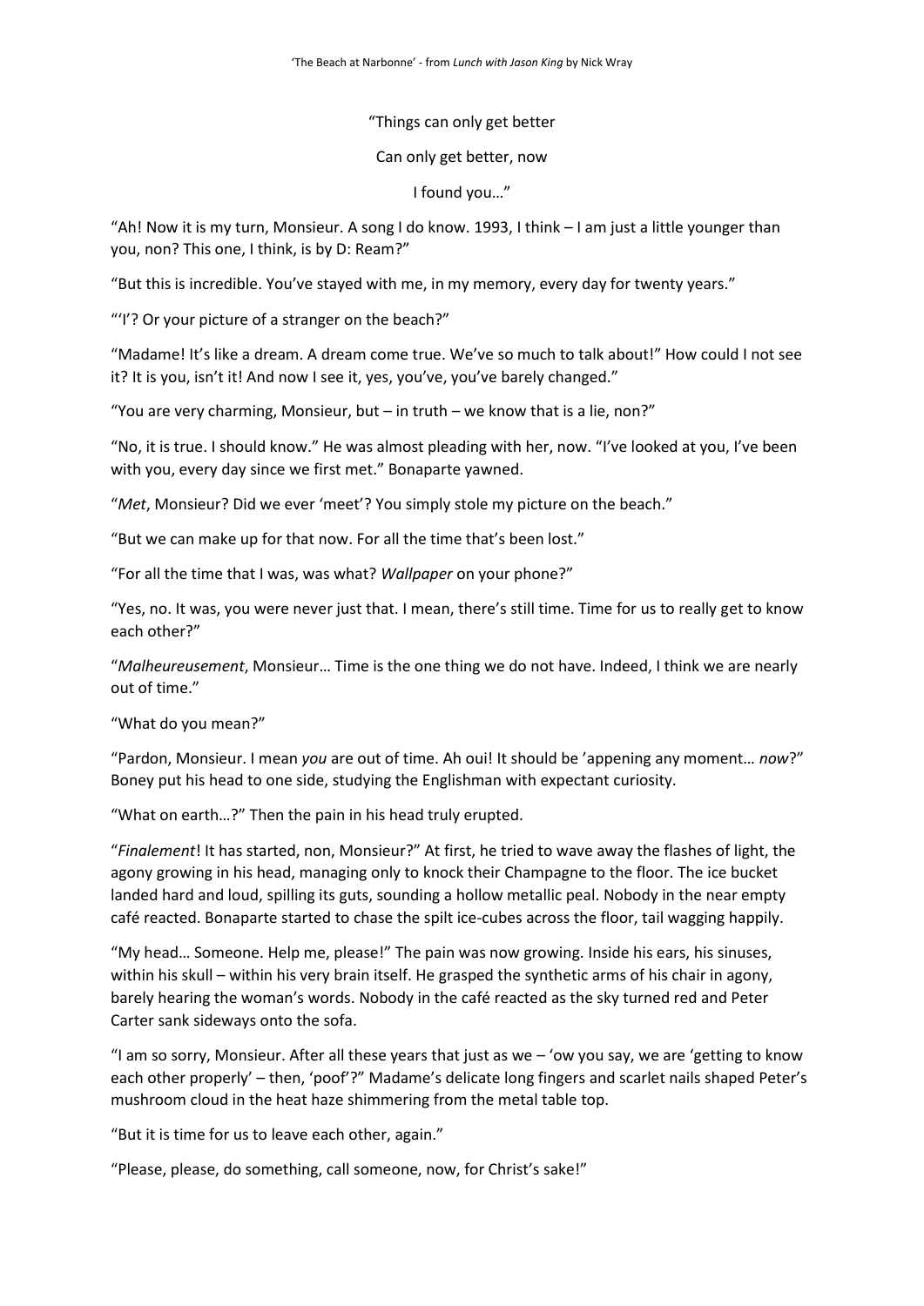"Things can only get better

Can only get better, now

I found you…"

"Ah! Now it is my turn, Monsieur. A song I do know. 1993, I think – I am just a little younger than you, non? This one, I think, is by D: Ream?"

"But this is incredible. You've stayed with me, in my memory, every day for twenty years."

"'I'? Or your picture of a stranger on the beach?"

"Madame! It's like a dream. A dream come true. We've so much to talk about!" How could I not see it? It is you, isn't it! And now I see it, yes, you've, you've barely changed."

"You are very charming, Monsieur, but – in truth – we know that is a lie, non?"

"No, it is true. I should know." He was almost pleading with her, now. "I've looked at you, I've been with you, every day since we first met." Bonaparte yawned.

"*Met*, Monsieur? Did we ever 'meet'? You simply stole my picture on the beach."

"But we can make up for that now. For all the time that's been lost."

"For all the time that I was, was what? *Wallpaper* on your phone?"

"Yes, no. It was, you were never just that. I mean, there's still time. Time for us to really get to know each other?"

"*Malheureusement*, Monsieur… Time is the one thing we do not have. Indeed, I think we are nearly out of time."

"What do you mean?"

"Pardon, Monsieur. I mean *you* are out of time. Ah oui! It should be 'appening any moment… *now*?" Boney put his head to one side, studying the Englishman with expectant curiosity.

"What on earth…?" Then the pain in his head truly erupted.

"*Finalement*! It has started, non, Monsieur?" At first, he tried to wave away the flashes of light, the agony growing in his head, managing only to knock their Champagne to the floor. The ice bucket landed hard and loud, spilling its guts, sounding a hollow metallic peal. Nobody in the near empty café reacted. Bonaparte started to chase the spilt ice-cubes across the floor, tail wagging happily.

"My head… Someone. Help me, please!" The pain was now growing. Inside his ears, his sinuses, within his skull – within his very brain itself. He grasped the synthetic arms of his chair in agony, barely hearing the woman's words. Nobody in the café reacted as the sky turned red and Peter Carter sank sideways onto the sofa.

"I am so sorry, Monsieur. After all these years that just as we – 'ow you say, we are 'getting to know each other properly' – then, 'poof'?" Madame's delicate long fingers and scarlet nails shaped Peter's mushroom cloud in the heat haze shimmering from the metal table top.

"But it is time for us to leave each other, again."

"Please, please, do something, call someone, now, for Christ's sake!"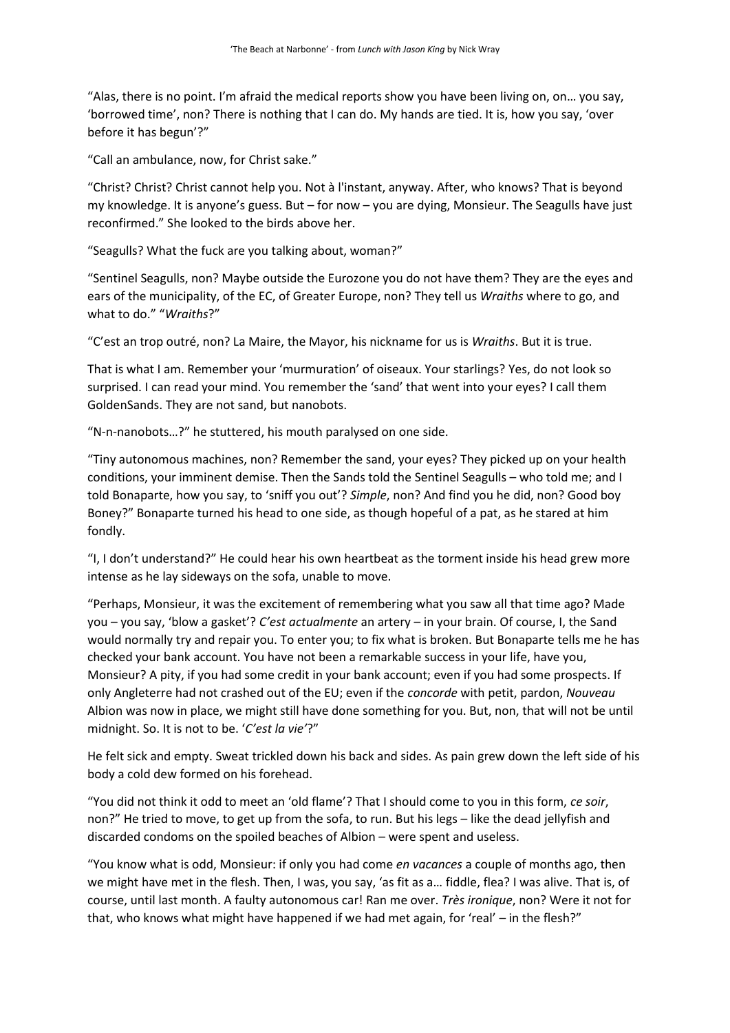"Alas, there is no point. I'm afraid the medical reports show you have been living on, on… you say, 'borrowed time', non? There is nothing that I can do. My hands are tied. It is, how you say, 'over before it has begun'?"

"Call an ambulance, now, for Christ sake."

"Christ? Christ? Christ cannot help you. Not à l'instant, anyway. After, who knows? That is beyond my knowledge. It is anyone's guess. But – for now – you are dying, Monsieur. The Seagulls have just reconfirmed." She looked to the birds above her.

"Seagulls? What the fuck are you talking about, woman?"

"Sentinel Seagulls, non? Maybe outside the Eurozone you do not have them? They are the eyes and ears of the municipality, of the EC, of Greater Europe, non? They tell us *Wraiths* where to go, and what to do." "*Wraiths*?"

"C'est an trop outré, non? La Maire, the Mayor, his nickname for us is *Wraiths*. But it is true.

That is what I am. Remember your 'murmuration' of oiseaux. Your starlings? Yes, do not look so surprised. I can read your mind. You remember the 'sand' that went into your eyes? I call them GoldenSands. They are not sand, but nanobots.

"N-n-nanobots…?" he stuttered, his mouth paralysed on one side.

"Tiny autonomous machines, non? Remember the sand, your eyes? They picked up on your health conditions, your imminent demise. Then the Sands told the Sentinel Seagulls – who told me; and I told Bonaparte, how you say, to 'sniff you out'? *Simple*, non? And find you he did, non? Good boy Boney?" Bonaparte turned his head to one side, as though hopeful of a pat, as he stared at him fondly.

"I, I don't understand?" He could hear his own heartbeat as the torment inside his head grew more intense as he lay sideways on the sofa, unable to move.

"Perhaps, Monsieur, it was the excitement of remembering what you saw all that time ago? Made you – you say, 'blow a gasket'? *C'est actualmente* an artery – in your brain. Of course, I, the Sand would normally try and repair you. To enter you; to fix what is broken. But Bonaparte tells me he has checked your bank account. You have not been a remarkable success in your life, have you, Monsieur? A pity, if you had some credit in your bank account; even if you had some prospects. If only Angleterre had not crashed out of the EU; even if the *concorde* with petit, pardon, *Nouveau* Albion was now in place, we might still have done something for you. But, non, that will not be until midnight. So. It is not to be. '*C'est la vie'*?"

He felt sick and empty. Sweat trickled down his back and sides. As pain grew down the left side of his body a cold dew formed on his forehead.

"You did not think it odd to meet an 'old flame'? That I should come to you in this form, *ce soir*, non?" He tried to move, to get up from the sofa, to run. But his legs – like the dead jellyfish and discarded condoms on the spoiled beaches of Albion – were spent and useless.

"You know what is odd, Monsieur: if only you had come *en vacances* a couple of months ago, then we might have met in the flesh. Then, I was, you say, 'as fit as a… fiddle, flea? I was alive. That is, of course, until last month. A faulty autonomous car! Ran me over. *Très ironique*, non? Were it not for that, who knows what might have happened if we had met again, for 'real' – in the flesh?"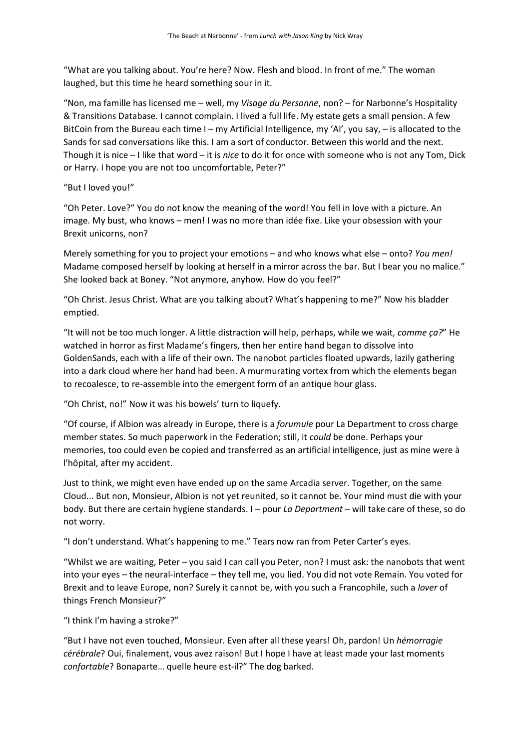"What are you talking about. You're here? Now. Flesh and blood. In front of me." The woman laughed, but this time he heard something sour in it.

"Non, ma famille has licensed me – well, my *Visage du Personne*, non? – for Narbonne's Hospitality & Transitions Database. I cannot complain. I lived a full life. My estate gets a small pension. A few BitCoin from the Bureau each time I – my Artificial Intelligence, my 'AI', you say, – is allocated to the Sands for sad conversations like this. I am a sort of conductor. Between this world and the next. Though it is nice – I like that word – it is *nice* to do it for once with someone who is not any Tom, Dick or Harry. I hope you are not too uncomfortable, Peter?"

"But I loved you!"

"Oh Peter. Love?" You do not know the meaning of the word! You fell in love with a picture. An image. My bust, who knows – men! I was no more than idée fixe. Like your obsession with your Brexit unicorns, non?

Merely something for you to project your emotions – and who knows what else – onto? *You men!* Madame composed herself by looking at herself in a mirror across the bar. But I bear you no malice." She looked back at Boney. "Not anymore, anyhow. How do you feel?"

"Oh Christ. Jesus Christ. What are you talking about? What's happening to me?" Now his bladder emptied.

"It will not be too much longer. A little distraction will help, perhaps, while we wait, *comme ça?*" He watched in horror as first Madame's fingers, then her entire hand began to dissolve into GoldenSands, each with a life of their own. The nanobot particles floated upwards, lazily gathering into a dark cloud where her hand had been. A murmurating vortex from which the elements began to recoalesce, to re-assemble into the emergent form of an antique hour glass.

"Oh Christ, no!" Now it was his bowels' turn to liquefy.

"Of course, if Albion was already in Europe, there is a *forumule* pour La Department to cross charge member states. So much paperwork in the Federation; still, it *could* be done. Perhaps your memories, too could even be copied and transferred as an artificial intelligence, just as mine were à l'hôpital, after my accident.

Just to think, we might even have ended up on the same Arcadia server. Together, on the same Cloud... But non, Monsieur, Albion is not yet reunited, so it cannot be. Your mind must die with your body. But there are certain hygiene standards. I – pour *La Department* – will take care of these, so do not worry.

"I don't understand. What's happening to me." Tears now ran from Peter Carter's eyes.

"Whilst we are waiting, Peter – you said I can call you Peter, non? I must ask: the nanobots that went into your eyes – the neural-interface – they tell me, you lied. You did not vote Remain. You voted for Brexit and to leave Europe, non? Surely it cannot be, with you such a Francophile, such a *lover* of things French Monsieur?"

"I think I'm having a stroke?"

"But I have not even touched, Monsieur. Even after all these years! Oh, pardon! Un *hémorragie cérébrale*? Oui, finalement, vous avez raison! But I hope I have at least made your last moments *confortable*? Bonaparte… quelle heure est-il?" The dog barked.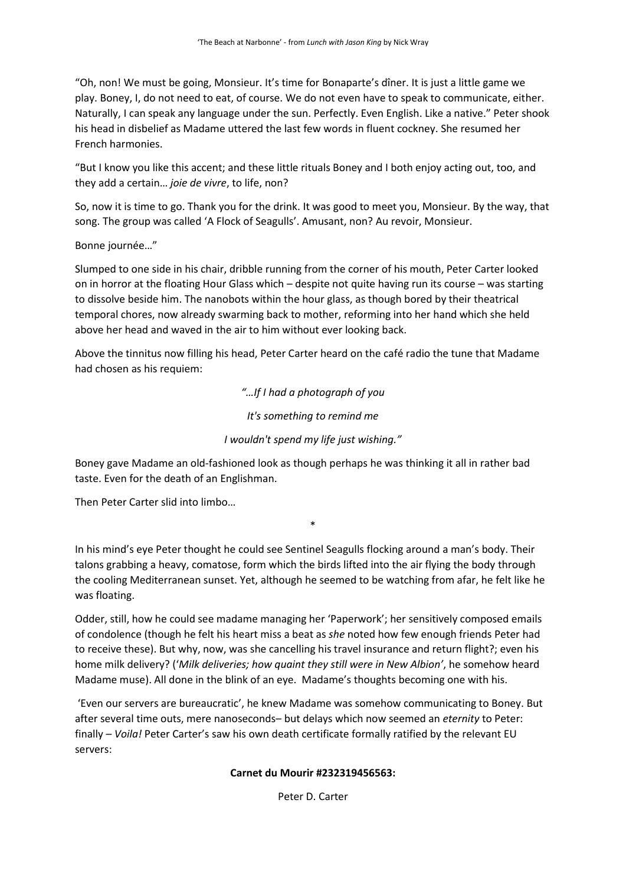"Oh, non! We must be going, Monsieur. It's time for Bonaparte's dîner. It is just a little game we play. Boney, I, do not need to eat, of course. We do not even have to speak to communicate, either. Naturally, I can speak any language under the sun. Perfectly. Even English. Like a native." Peter shook his head in disbelief as Madame uttered the last few words in fluent cockney. She resumed her French harmonies.

"But I know you like this accent; and these little rituals Boney and I both enjoy acting out, too, and they add a certain… *joie de vivre*, to life, non?

So, now it is time to go. Thank you for the drink. It was good to meet you, Monsieur. By the way, that song. The group was called 'A Flock of Seagulls'. Amusant, non? Au revoir, Monsieur.

Bonne journée…"

Slumped to one side in his chair, dribble running from the corner of his mouth, Peter Carter looked on in horror at the floating Hour Glass which – despite not quite having run its course – was starting to dissolve beside him. The nanobots within the hour glass, as though bored by their theatrical temporal chores, now already swarming back to mother, reforming into her hand which she held above her head and waved in the air to him without ever looking back.

Above the tinnitus now filling his head, Peter Carter heard on the café radio the tune that Madame had chosen as his requiem:

*"…If I had a photograph of you*

*It's something to remind me*

*I wouldn't spend my life just wishing."*

Boney gave Madame an old-fashioned look as though perhaps he was thinking it all in rather bad taste. Even for the death of an Englishman.

Then Peter Carter slid into limbo…

*

In his mind's eye Peter thought he could see Sentinel Seagulls flocking around a man's body. Their talons grabbing a heavy, comatose, form which the birds lifted into the air flying the body through the cooling Mediterranean sunset. Yet, although he seemed to be watching from afar, he felt like he was floating.

Odder, still, how he could see madame managing her 'Paperwork'; her sensitively composed emails of condolence (though he felt his heart miss a beat as *she* noted how few enough friends Peter had to receive these). But why, now, was she cancelling his travel insurance and return flight?; even his home milk delivery? ('*Milk deliveries; how quaint they still were in New Albion'*, he somehow heard Madame muse). All done in the blink of an eye. Madame's thoughts becoming one with his.

'Even our servers are bureaucratic', he knew Madame was somehow communicating to Boney. But after several time outs, mere nanoseconds– but delays which now seemed an *eternity* to Peter: finally – *Voila!* Peter Carter's saw his own death certificate formally ratified by the relevant EU servers:

**Carnet du Mourir #232319456563:**

Peter D. Carter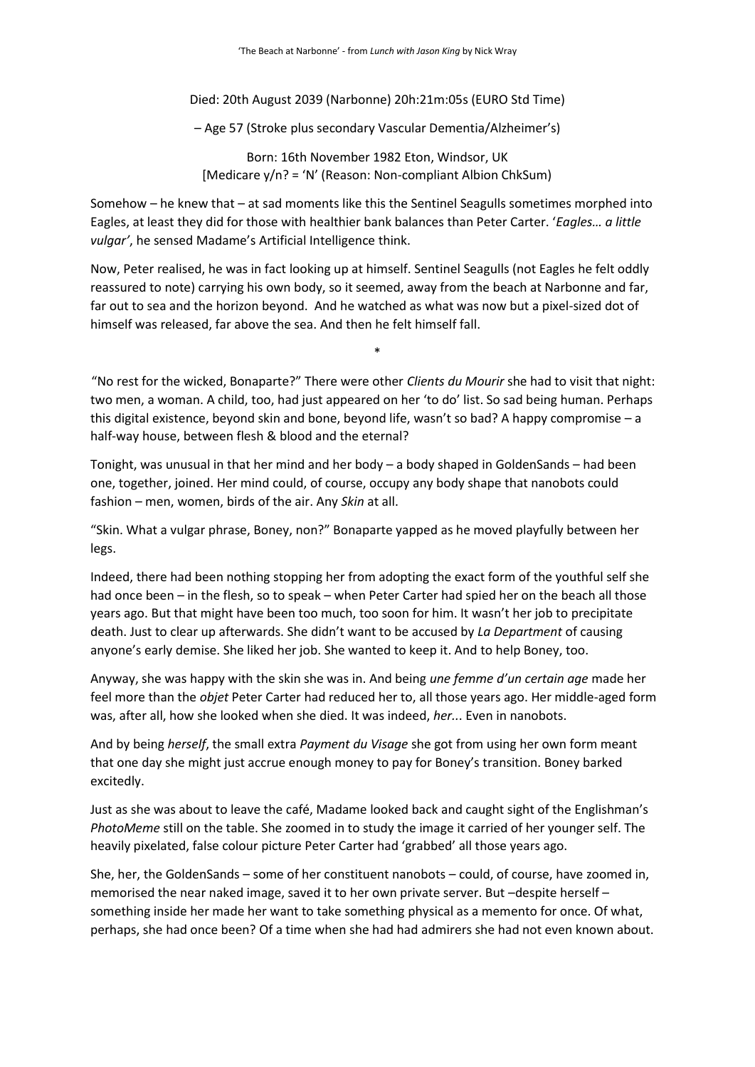Died: 20th August 2039 (Narbonne) 20h:21m:05s (EURO Std Time)

– Age 57 (Stroke plus secondary Vascular Dementia/Alzheimer's)

Born: 16th November 1982 Eton, Windsor, UK
[Medicare y/n? = 'N' (Reason: Non-compliant Albion ChkSum)

Somehow – he knew that – at sad moments like this the Sentinel Seagulls sometimes morphed into Eagles, at least they did for those with healthier bank balances than Peter Carter. '*Eagles… a little vulgar'*, he sensed Madame's Artificial Intelligence think.

Now, Peter realised, he was in fact looking up at himself. Sentinel Seagulls (not Eagles he felt oddly reassured to note) carrying his own body, so it seemed, away from the beach at Narbonne and far, far out to sea and the horizon beyond. And he watched as what was now but a pixel-sized dot of himself was released, far above the sea. And then he felt himself fall.

*

"No rest for the wicked, Bonaparte?" There were other *Clients du Mourir* she had to visit that night: two men, a woman. A child, too, had just appeared on her 'to do' list. So sad being human. Perhaps this digital existence, beyond skin and bone, beyond life, wasn't so bad? A happy compromise – a half-way house, between flesh & blood and the eternal?

Tonight, was unusual in that her mind and her body – a body shaped in GoldenSands – had been one, together, joined. Her mind could, of course, occupy any body shape that nanobots could fashion – men, women, birds of the air. Any *Skin* at all.

"Skin. What a vulgar phrase, Boney, non?" Bonaparte yapped as he moved playfully between her legs.

Indeed, there had been nothing stopping her from adopting the exact form of the youthful self she had once been – in the flesh, so to speak – when Peter Carter had spied her on the beach all those years ago. But that might have been too much, too soon for him. It wasn't her job to precipitate death. Just to clear up afterwards. She didn't want to be accused by *La Department* of causing anyone's early demise. She liked her job. She wanted to keep it. And to help Boney, too.

Anyway, she was happy with the skin she was in. And being *une femme d'un certain age* made her feel more than the *objet* Peter Carter had reduced her to, all those years ago. Her middle-aged form was, after all, how she looked when she died. It was indeed, *her...* Even in nanobots.

And by being *herself*, the small extra *Payment du Visage* she got from using her own form meant that one day she might just accrue enough money to pay for Boney's transition. Boney barked excitedly.

Just as she was about to leave the café, Madame looked back and caught sight of the Englishman's *PhotoMeme* still on the table. She zoomed in to study the image it carried of her younger self. The heavily pixelated, false colour picture Peter Carter had 'grabbed' all those years ago.

She, her, the GoldenSands – some of her constituent nanobots – could, of course, have zoomed in, memorised the near naked image, saved it to her own private server. But –despite herself – something inside her made her want to take something physical as a memento for once. Of what, perhaps, she had once been? Of a time when she had had admirers she had not even known about.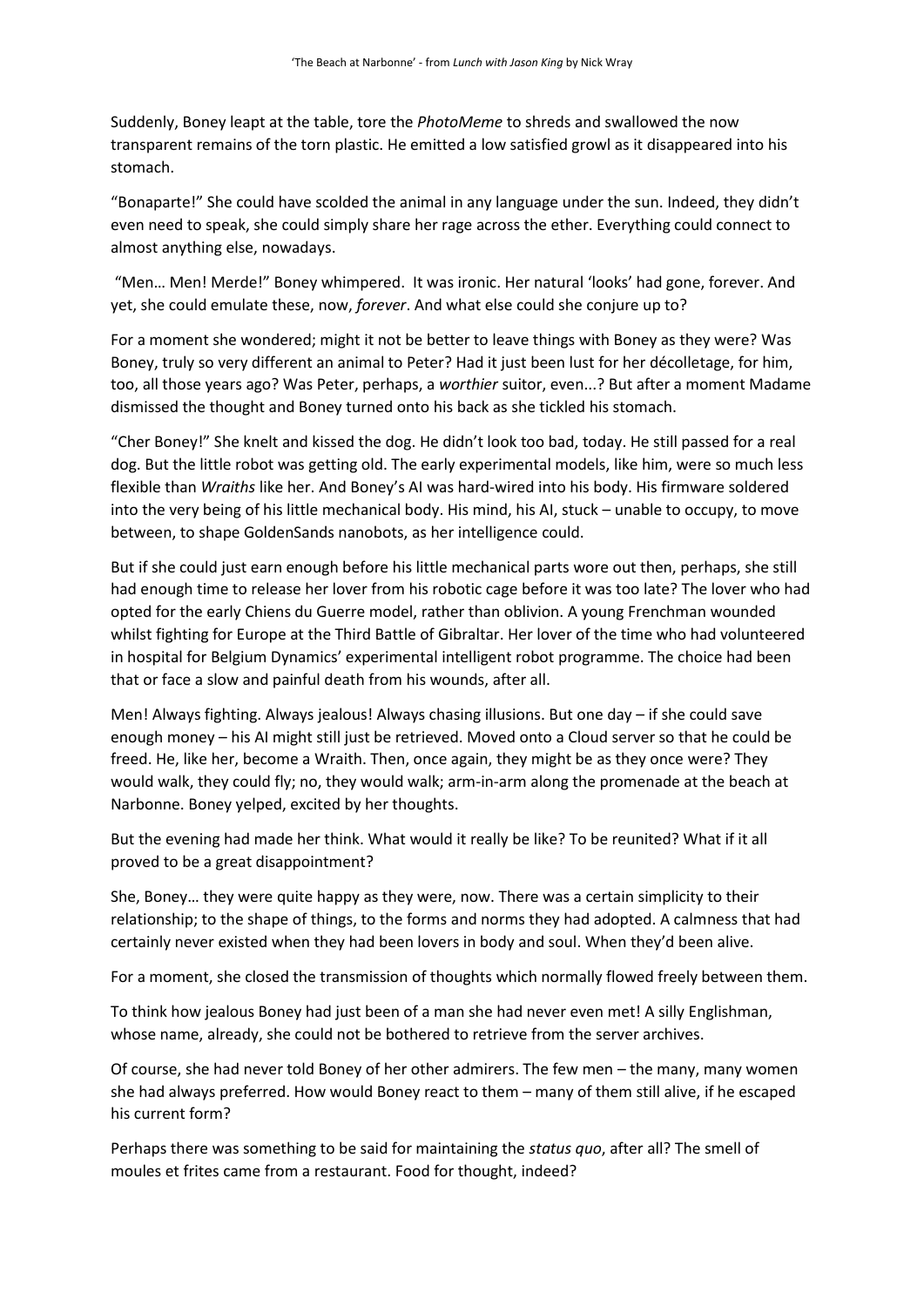Suddenly, Boney leapt at the table, tore the *PhotoMeme* to shreds and swallowed the now transparent remains of the torn plastic. He emitted a low satisfied growl as it disappeared into his stomach.

“Bonaparte!” She could have scolded the animal in any language under the sun. Indeed, they didn’t even need to speak, she could simply share her rage across the ether. Everything could connect to almost anything else, nowadays.

“Men… Men! Merde!” Boney whimpered. It was ironic. Her natural ‘looks’ had gone, forever. And yet, she could emulate these, now, *forever*. And what else could she conjure up to?

For a moment she wondered; might it not be better to leave things with Boney as they were? Was Boney, truly so very different an animal to Peter? Had it just been lust for her décolletage, for him, too, all those years ago? Was Peter, perhaps, a *worthier* suitor, even...? But after a moment Madame dismissed the thought and Boney turned onto his back as she tickled his stomach.

“Cher Boney!” She knelt and kissed the dog. He didn’t look too bad, today. He still passed for a real dog. But the little robot was getting old. The early experimental models, like him, were so much less flexible than *Wraiths* like her. And Boney’s AI was hard-wired into his body. His firmware soldered into the very being of his little mechanical body. His mind, his AI, stuck – unable to occupy, to move between, to shape GoldenSands nanobots, as her intelligence could.

But if she could just earn enough before his little mechanical parts wore out then, perhaps, she still had enough time to release her lover from his robotic cage before it was too late? The lover who had opted for the early Chiens du Guerre model, rather than oblivion. A young Frenchman wounded whilst fighting for Europe at the Third Battle of Gibraltar. Her lover of the time who had volunteered in hospital for Belgium Dynamics’ experimental intelligent robot programme. The choice had been that or face a slow and painful death from his wounds, after all.

Men! Always fighting. Always jealous! Always chasing illusions. But one day – if she could save enough money – his AI might still just be retrieved. Moved onto a Cloud server so that he could be freed. He, like her, become a Wraith. Then, once again, they might be as they once were? They would walk, they could fly; no, they would walk; arm-in-arm along the promenade at the beach at Narbonne. Boney yelped, excited by her thoughts.

But the evening had made her think. What would it really be like? To be reunited? What if it all proved to be a great disappointment?

She, Boney… they were quite happy as they were, now. There was a certain simplicity to their relationship; to the shape of things, to the forms and norms they had adopted. A calmness that had certainly never existed when they had been lovers in body and soul. When they’d been alive.

For a moment, she closed the transmission of thoughts which normally flowed freely between them.

To think how jealous Boney had just been of a man she had never even met! A silly Englishman, whose name, already, she could not be bothered to retrieve from the server archives.

Of course, she had never told Boney of her other admirers. The few men – the many, many women she had always preferred. How would Boney react to them – many of them still alive, if he escaped his current form?

Perhaps there was something to be said for maintaining the *status quo*, after all? The smell of moules et frites came from a restaurant. Food for thought, indeed?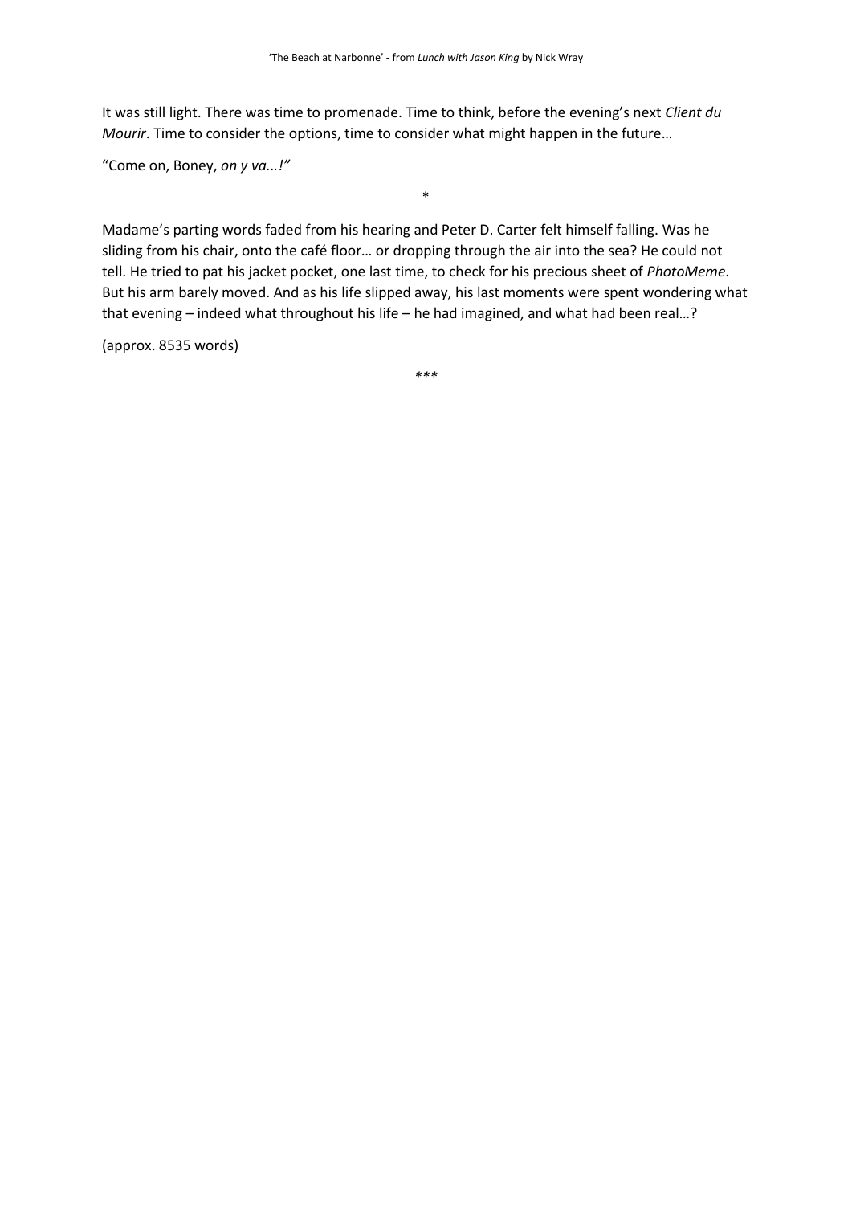It was still light. There was time to promenade. Time to think, before the evening's next *Client du Mourir*. Time to consider the options, time to consider what might happen in the future…

"Come on, Boney, *on y va...!"*

*

Madame's parting words faded from his hearing and Peter D. Carter felt himself falling. Was he sliding from his chair, onto the café floor… or dropping through the air into the sea? He could not tell. He tried to pat his jacket pocket, one last time, to check for his precious sheet of *PhotoMeme*. But his arm barely moved. And as his life slipped away, his last moments were spent wondering what that evening – indeed what throughout his life – he had imagined, and what had been real…?

(approx. 8535 words)

*\*\*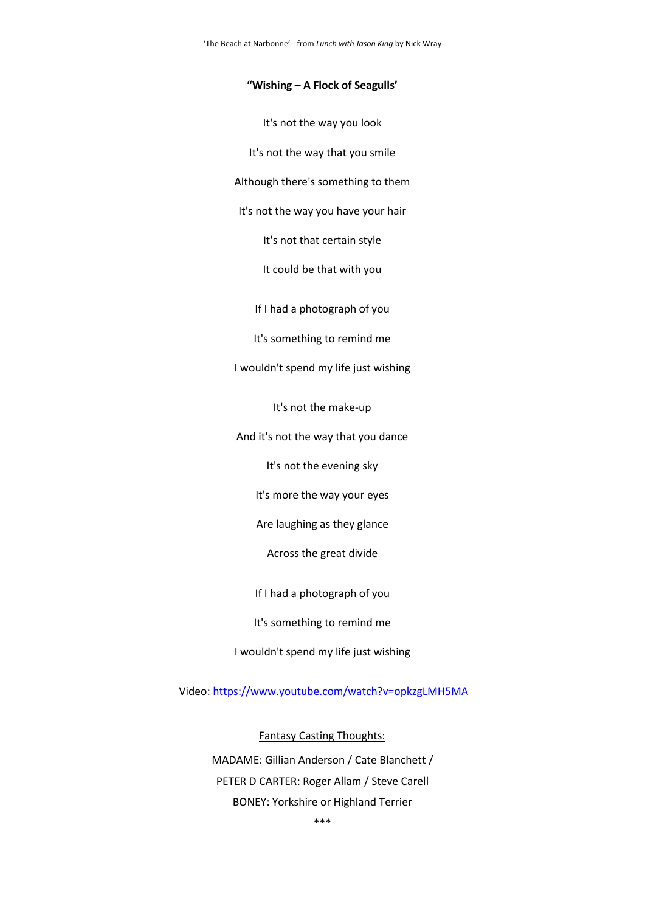**"Wishing – A Flock of Seagulls'**

It's not the way you look

It's not the way that you smile

Although there's something to them

It's not the way you have your hair

It's not that certain style

It could be that with you

If I had a photograph of you

It's something to remind me

I wouldn't spend my life just wishing

It's not the make-up

And it's not the way that you dance

It's not the evening sky

It's more the way your eyes

Are laughing as they glance

Across the great divide

If I had a photograph of you

It's something to remind me

I wouldn't spend my life just wishing

Video: https://www.youtube.com/watch?v=opkzgLMH5MA

Fantasy Casting Thoughts:

MADAME: Gillian Anderson / Cate Blanchett /

PETER D CARTER: Roger Allam / Steve Carell

BONEY: Yorkshire or Highland Terrier

***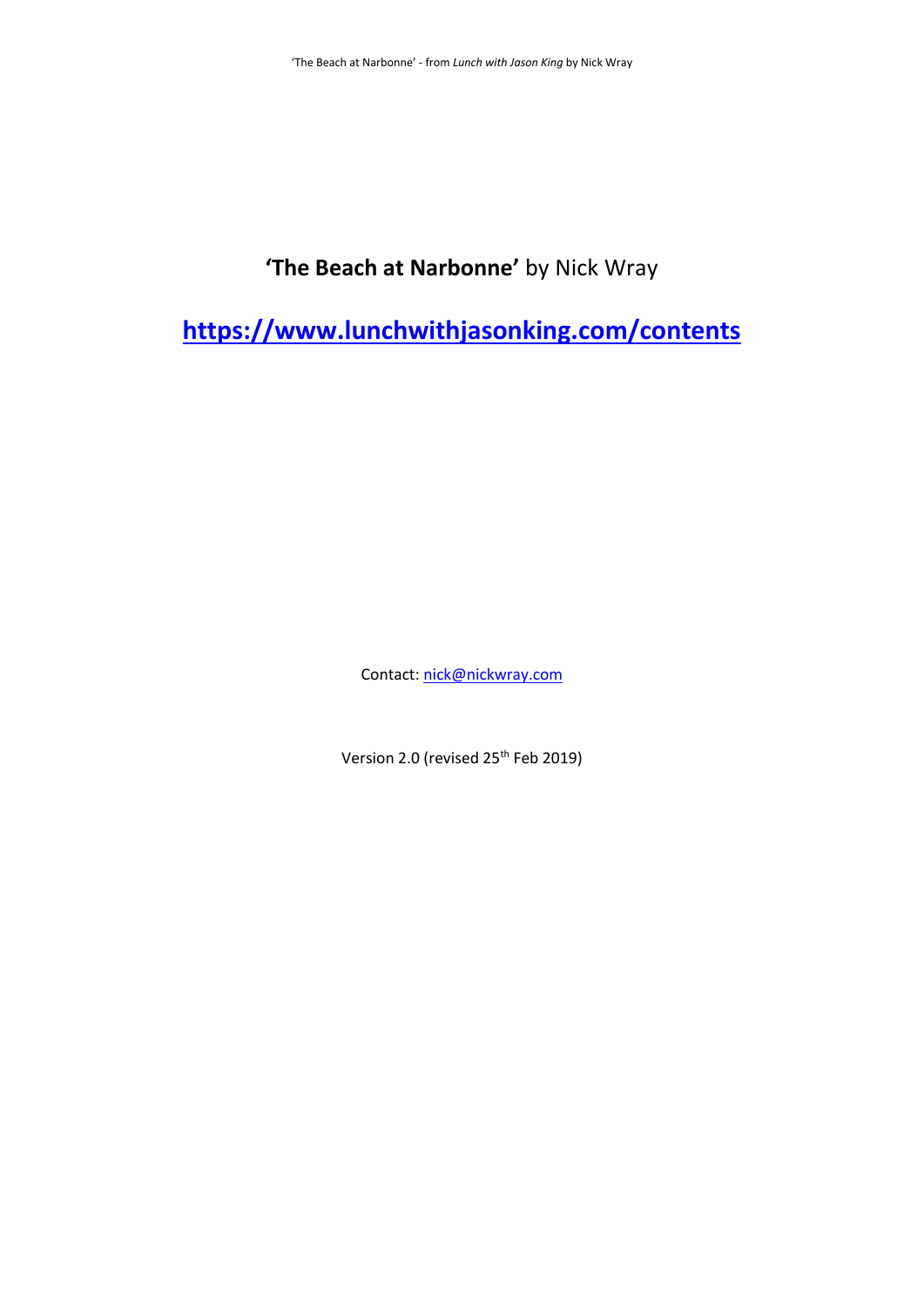**‘The Beach at Narbonne’** by Nick Wray

**https://www.lunchwithjasonking.com/contents**

Contact: nick@nickwray.com

Version 2.0 (revised 25th Feb 2019)